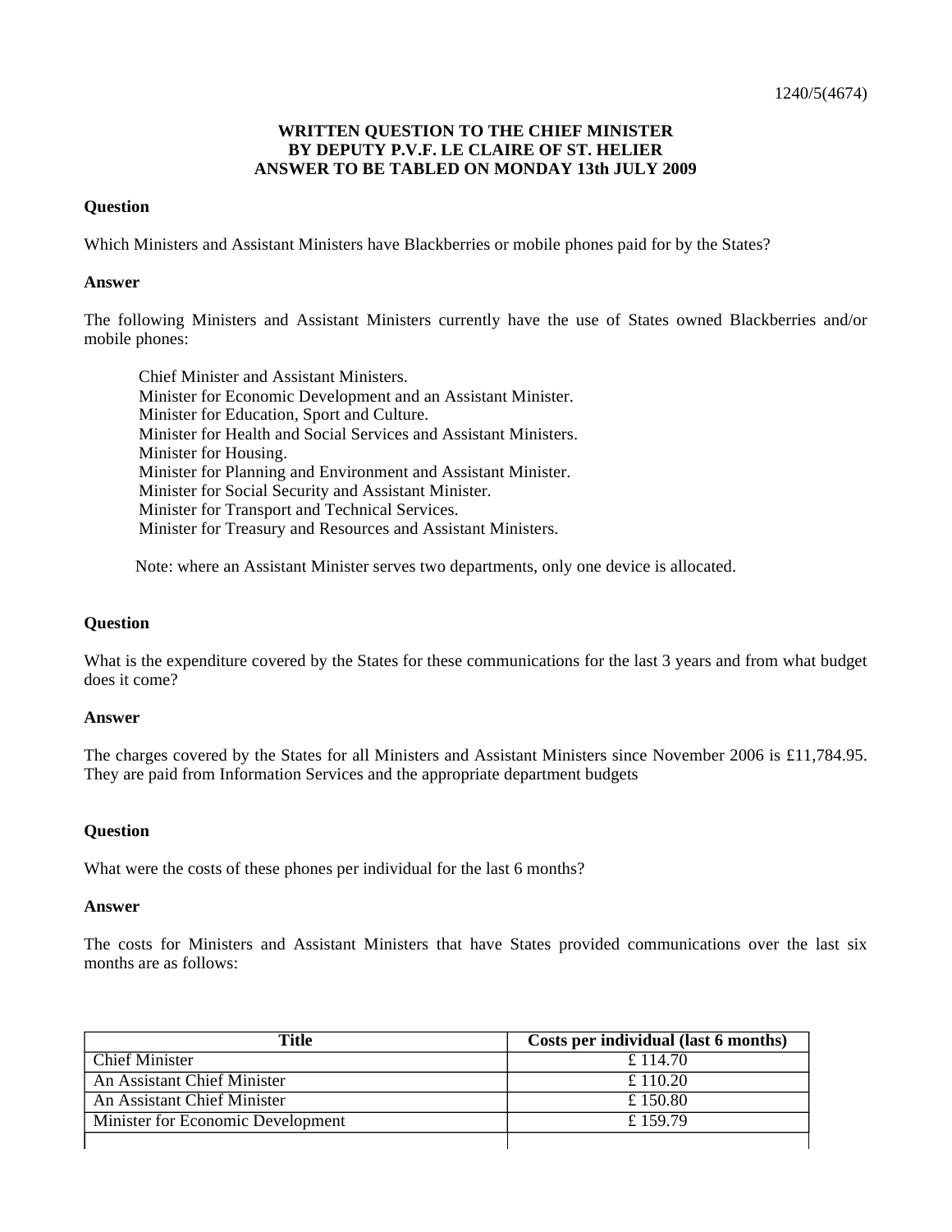1240/5(4674)

**WRITTEN QUESTION TO THE CHIEF MINISTER**
**BY DEPUTY P.V.F. LE CLAIRE OF ST. HELIER**
**ANSWER TO BE TABLED ON MONDAY 13th JULY 2009**

**Question**

Which Ministers and Assistant Ministers have Blackberries or mobile phones paid for by the States?

**Answer**

The following Ministers and Assistant Ministers currently have the use of States owned Blackberries and/or mobile phones:

Chief Minister and Assistant Ministers.
Minister for Economic Development and an Assistant Minister.
Minister for Education, Sport and Culture.
Minister for Health and Social Services and Assistant Ministers.
Minister for Housing.
Minister for Planning and Environment and Assistant Minister.
Minister for Social Security and Assistant Minister.
Minister for Transport and Technical Services.
Minister for Treasury and Resources and Assistant Ministers.

Note: where an Assistant Minister serves two departments, only one device is allocated.

**Question**

What is the expenditure covered by the States for these communications for the last 3 years and from what budget does it come?

**Answer**

The charges covered by the States for all Ministers and Assistant Ministers since November 2006 is £11,784.95. They are paid from Information Services and the appropriate department budgets

**Question**

What were the costs of these phones per individual for the last 6 months?

**Answer**

The costs for Ministers and Assistant Ministers that have States provided communications over the last six months are as follows:

| Title | Costs per individual (last 6 months) |
|---|---|
| Chief Minister | £ 114.70 |
| An Assistant Chief Minister | £ 110.20 |
| An Assistant Chief Minister | £ 150.80 |
| Minister for Economic Development | £ 159.79 |
| | |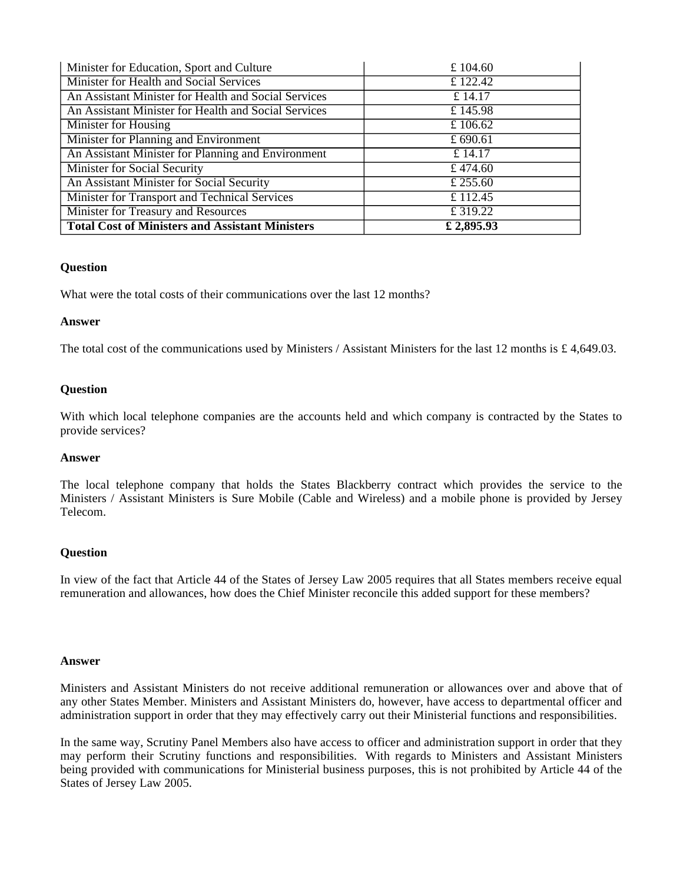| | |
|---|---|
| Minister for Education, Sport and Culture | £ 104.60 |
| Minister for Health and Social Services | £ 122.42 |
| An Assistant Minister for Health and Social Services | £ 14.17 |
| An Assistant Minister for Health and Social Services | £ 145.98 |
| Minister for Housing | £ 106.62 |
| Minister for Planning and Environment | £ 690.61 |
| An Assistant Minister for Planning and Environment | £ 14.17 |
| Minister for Social Security | £ 474.60 |
| An Assistant Minister for Social Security | £ 255.60 |
| Minister for Transport and Technical Services | £ 112.45 |
| Minister for Treasury and Resources | £ 319.22 |
| **Total Cost of Ministers and Assistant Ministers** | **£ 2,895.93** |

**Question**

What were the total costs of their communications over the last 12 months?

**Answer**

The total cost of the communications used by Ministers / Assistant Ministers for the last 12 months is £ 4,649.03.

**Question**

With which local telephone companies are the accounts held and which company is contracted by the States to provide services?

**Answer**

The local telephone company that holds the States Blackberry contract which provides the service to the Ministers / Assistant Ministers is Sure Mobile (Cable and Wireless) and a mobile phone is provided by Jersey Telecom.

**Question**

In view of the fact that Article 44 of the States of Jersey Law 2005 requires that all States members receive equal remuneration and allowances, how does the Chief Minister reconcile this added support for these members?

**Answer**

Ministers and Assistant Ministers do not receive additional remuneration or allowances over and above that of any other States Member. Ministers and Assistant Ministers do, however, have access to departmental officer and administration support in order that they may effectively carry out their Ministerial functions and responsibilities.

In the same way, Scrutiny Panel Members also have access to officer and administration support in order that they may perform their Scrutiny functions and responsibilities. With regards to Ministers and Assistant Ministers being provided with communications for Ministerial business purposes, this is not prohibited by Article 44 of the States of Jersey Law 2005.